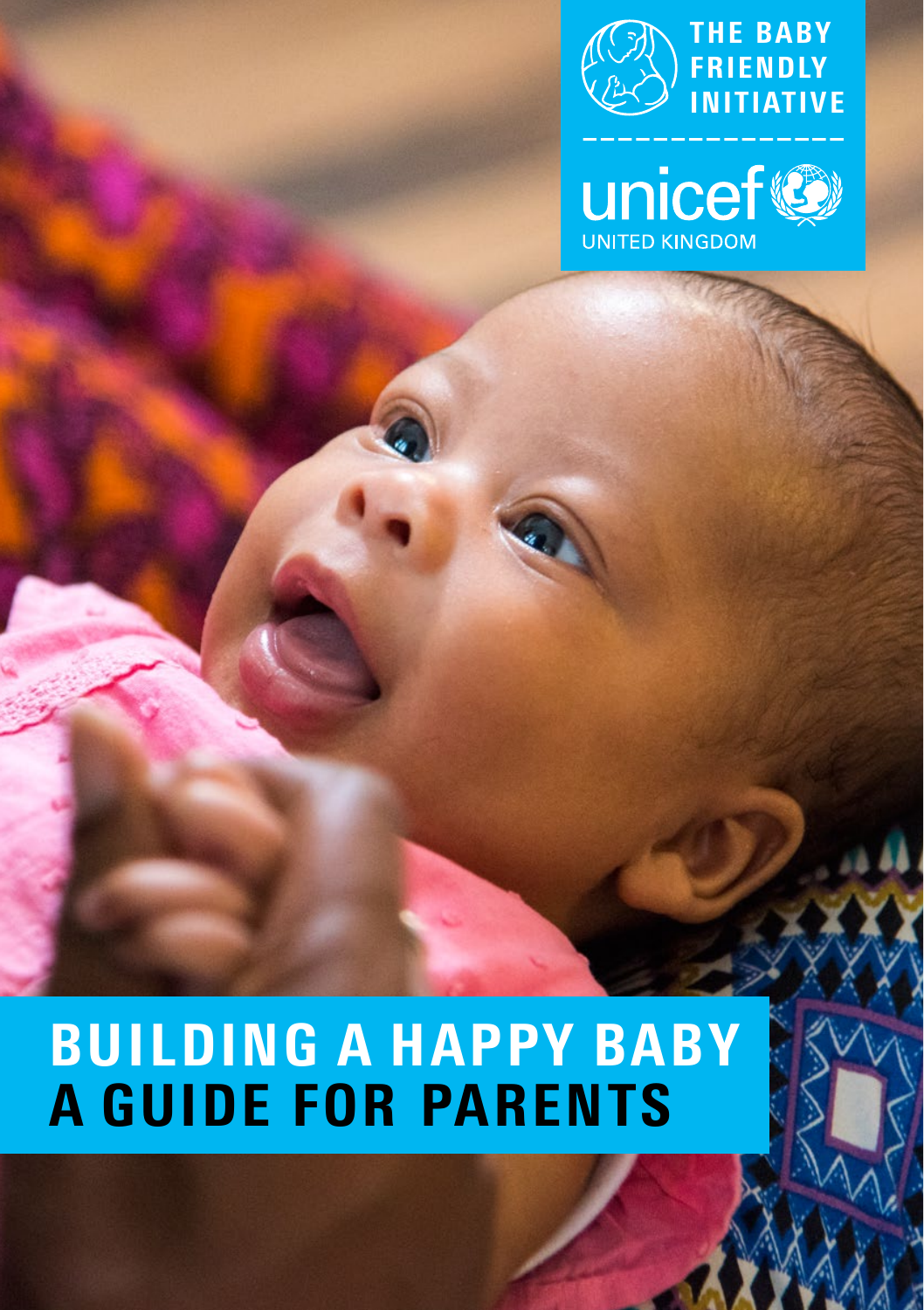THE BABY FRIENDLY INITIATIVE

unicef

UNITED KINGDOM

# BUILDING A HAPPY BABY
# A GUIDE FOR PARENTS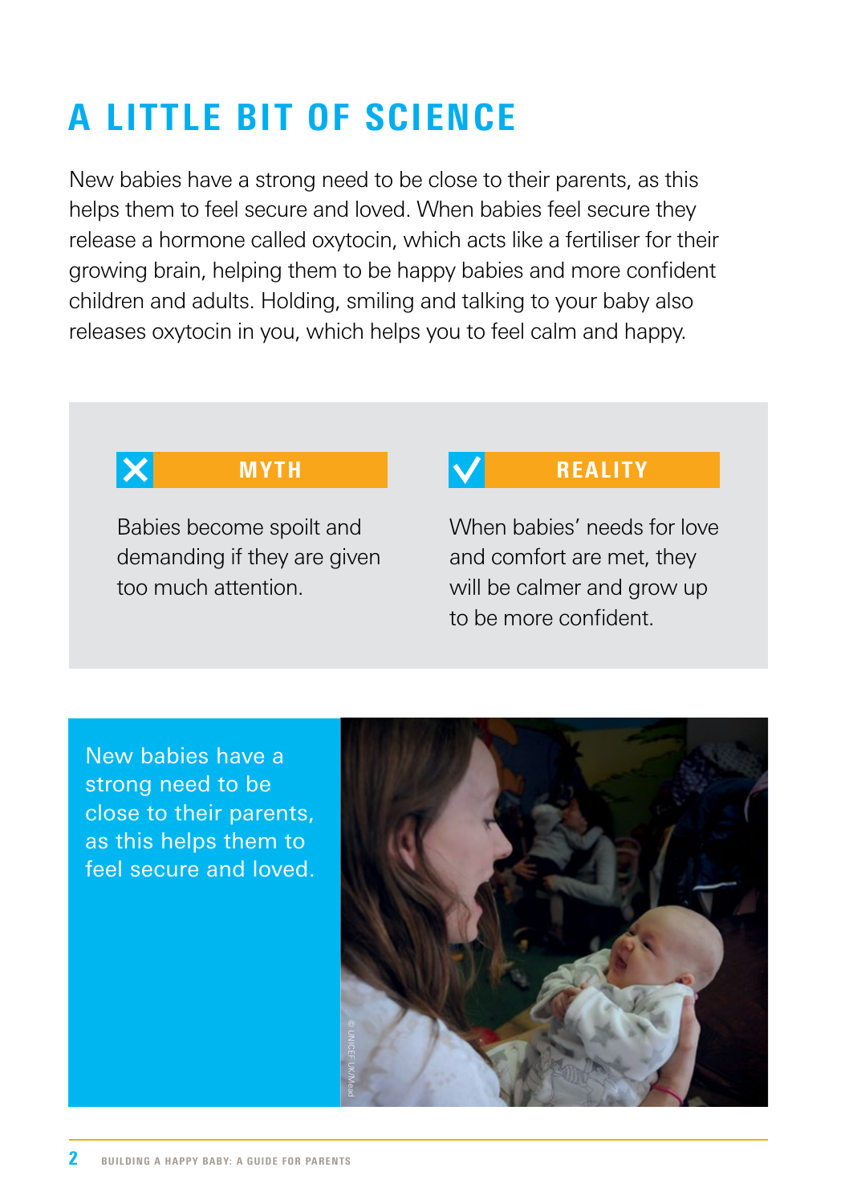# A LITTLE BIT OF SCIENCE

New babies have a strong need to be close to their parents, as this helps them to feel secure and loved. When babies feel secure they release a hormone called oxytocin, which acts like a fertiliser for their growing brain, helping them to be happy babies and more confident children and adults. Holding, smiling and talking to your baby also releases oxytocin in you, which helps you to feel calm and happy.

**MYTH**

Babies become spoilt and demanding if they are given too much attention.

**REALITY**

When babies' needs for love and comfort are met, they will be calmer and grow up to be more confident.

New babies have a strong need to be close to their parents, as this helps them to feel secure and loved.

© UNICEF UK/Mead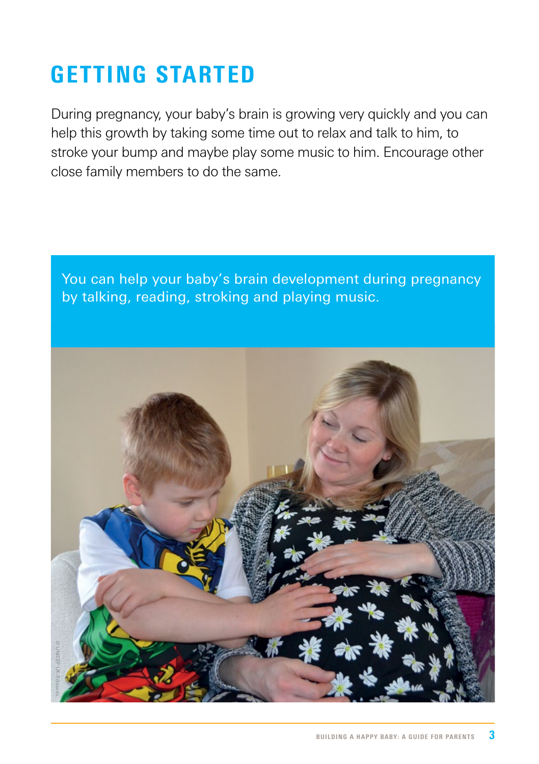# GETTING STARTED

During pregnancy, your baby's brain is growing very quickly and you can help this growth by taking some time out to relax and talk to him, to stroke your bump and maybe play some music to him. Encourage other close family members to do the same.

> You can help your baby's brain development during pregnancy by talking, reading, stroking and playing music.

© UNICEF UK/Edwards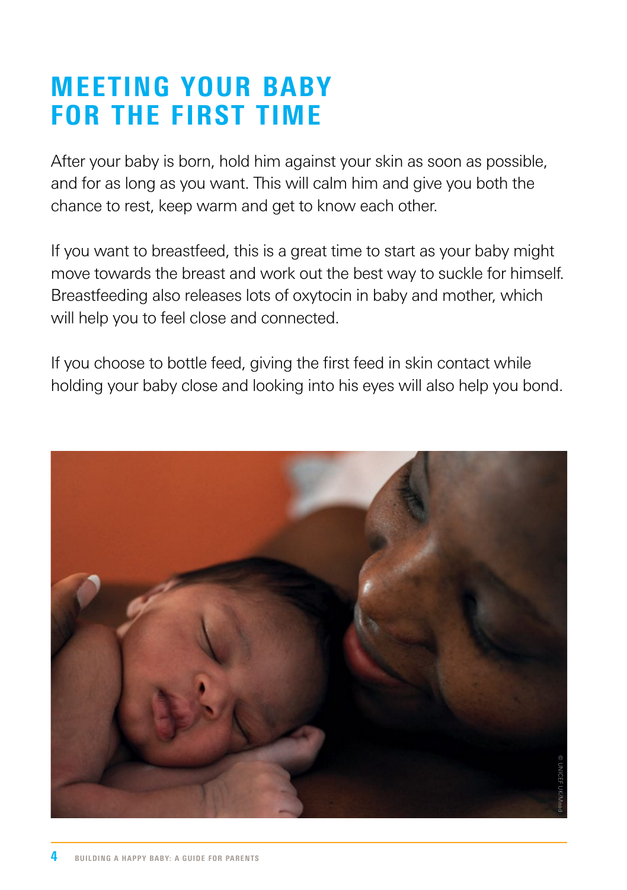# MEETING YOUR BABY FOR THE FIRST TIME

After your baby is born, hold him against your skin as soon as possible, and for as long as you want. This will calm him and give you both the chance to rest, keep warm and get to know each other.

If you want to breastfeed, this is a great time to start as your baby might move towards the breast and work out the best way to suckle for himself. Breastfeeding also releases lots of oxytocin in baby and mother, which will help you to feel close and connected.

If you choose to bottle feed, giving the first feed in skin contact while holding your baby close and looking into his eyes will also help you bond.

© UNICEF UK/Mead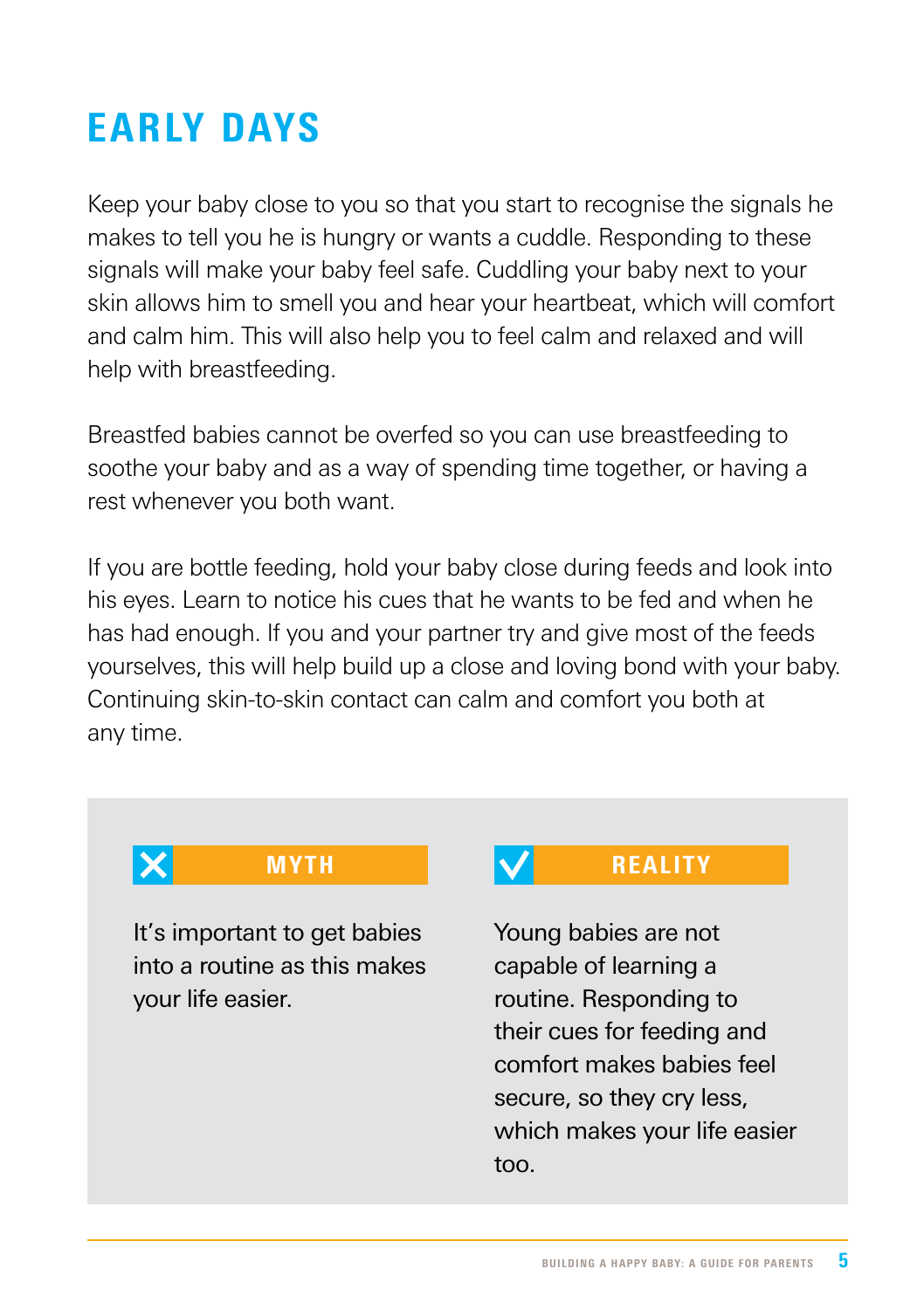# EARLY DAYS

Keep your baby close to you so that you start to recognise the signals he makes to tell you he is hungry or wants a cuddle. Responding to these signals will make your baby feel safe. Cuddling your baby next to your skin allows him to smell you and hear your heartbeat, which will comfort and calm him. This will also help you to feel calm and relaxed and will help with breastfeeding.

Breastfed babies cannot be overfed so you can use breastfeeding to soothe your baby and as a way of spending time together, or having a rest whenever you both want.

If you are bottle feeding, hold your baby close during feeds and look into his eyes. Learn to notice his cues that he wants to be fed and when he has had enough. If you and your partner try and give most of the feeds yourselves, this will help build up a close and loving bond with your baby. Continuing skin-to-skin contact can calm and comfort you both at any time.

**✗ MYTH**

It's important to get babies into a routine as this makes your life easier.

**✓ REALITY**

Young babies are not capable of learning a routine. Responding to their cues for feeding and comfort makes babies feel secure, so they cry less, which makes your life easier too.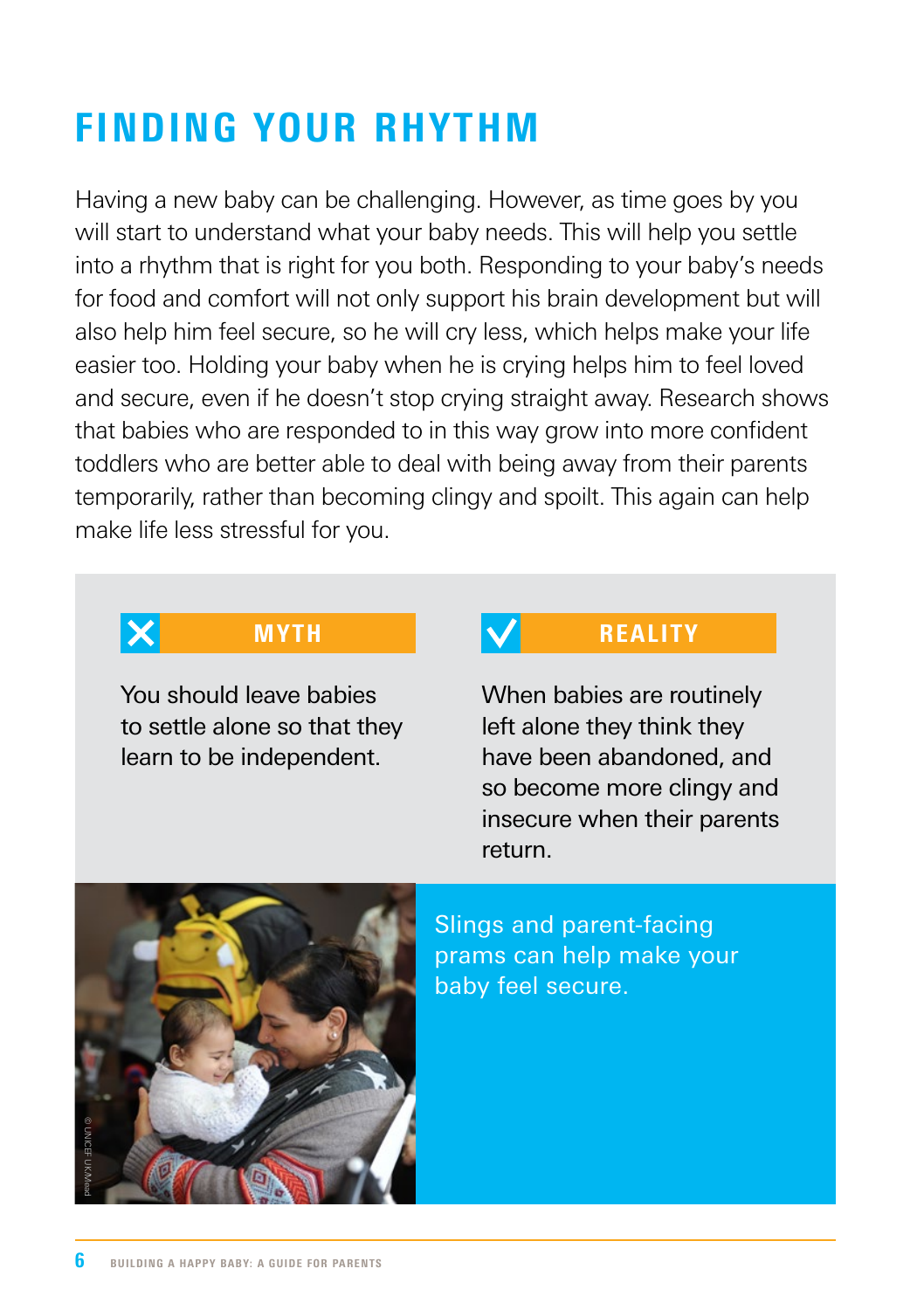# FINDING YOUR RHYTHM

Having a new baby can be challenging. However, as time goes by you will start to understand what your baby needs. This will help you settle into a rhythm that is right for you both. Responding to your baby's needs for food and comfort will not only support his brain development but will also help him feel secure, so he will cry less, which helps make your life easier too. Holding your baby when he is crying helps him to feel loved and secure, even if he doesn't stop crying straight away. Research shows that babies who are responded to in this way grow into more confident toddlers who are better able to deal with being away from their parents temporarily, rather than becoming clingy and spoilt. This again can help make life less stressful for you.

**MYTH**

You should leave babies to settle alone so that they learn to be independent.

**REALITY**

When babies are routinely left alone they think they have been abandoned, and so become more clingy and insecure when their parents return.

© UNICEF UK/Mead

Slings and parent-facing prams can help make your baby feel secure.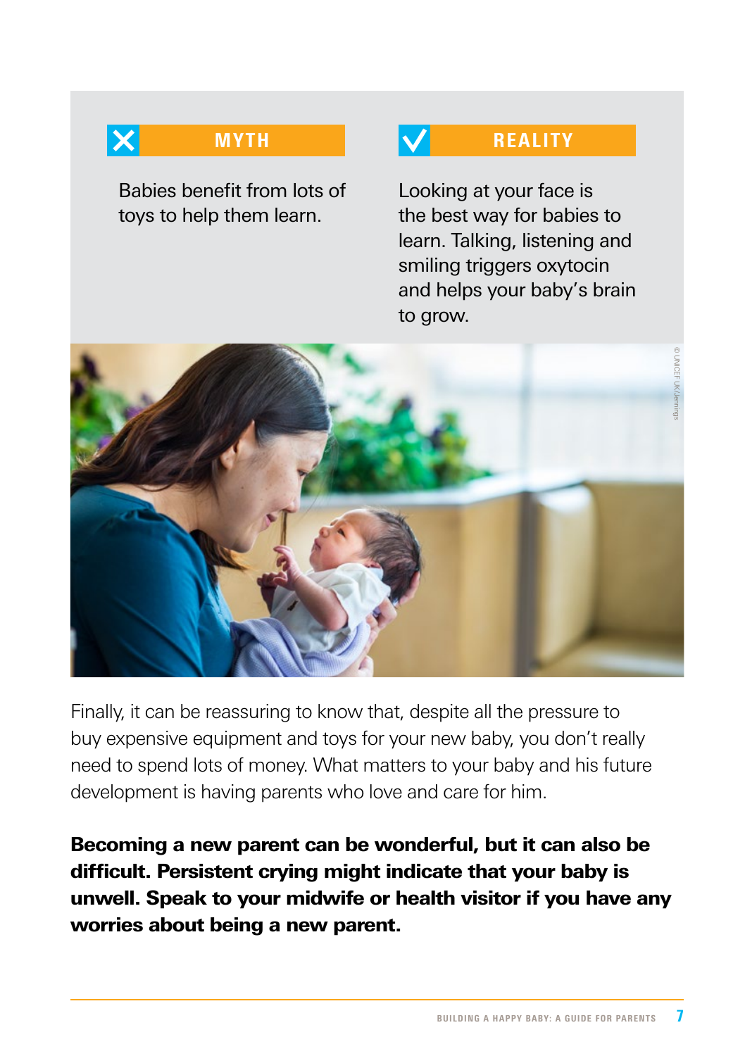**MYTH**

Babies benefit from lots of toys to help them learn.

**REALITY**

Looking at your face is the best way for babies to learn. Talking, listening and smiling triggers oxytocin and helps your baby's brain to grow.

© UNICEF UK/Jennings

Finally, it can be reassuring to know that, despite all the pressure to buy expensive equipment and toys for your new baby, you don't really need to spend lots of money. What matters to your baby and his future development is having parents who love and care for him.

**Becoming a new parent can be wonderful, but it can also be difficult. Persistent crying might indicate that your baby is unwell. Speak to your midwife or health visitor if you have any worries about being a new parent.**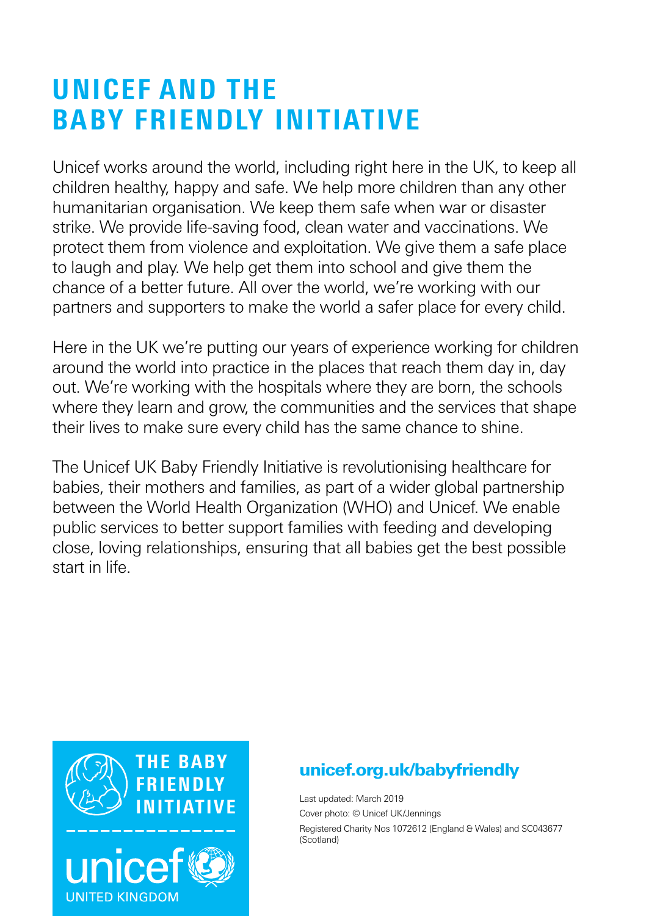# UNICEF AND THE BABY FRIENDLY INITIATIVE

Unicef works around the world, including right here in the UK, to keep all children healthy, happy and safe. We help more children than any other humanitarian organisation. We keep them safe when war or disaster strike. We provide life-saving food, clean water and vaccinations. We protect them from violence and exploitation. We give them a safe place to laugh and play. We help get them into school and give them the chance of a better future. All over the world, we're working with our partners and supporters to make the world a safer place for every child.

Here in the UK we're putting our years of experience working for children around the world into practice in the places that reach them day in, day out. We're working with the hospitals where they are born, the schools where they learn and grow, the communities and the services that shape their lives to make sure every child has the same chance to shine.

The Unicef UK Baby Friendly Initiative is revolutionising healthcare for babies, their mothers and families, as part of a wider global partnership between the World Health Organization (WHO) and Unicef. We enable public services to better support families with feeding and developing close, loving relationships, ensuring that all babies get the best possible start in life.

THE BABY FRIENDLY INITIATIVE

unicef UNITED KINGDOM

**unicef.org.uk/babyfriendly**

Last updated: March 2019

Cover photo: © Unicef UK/Jennings

Registered Charity Nos 1072612 (England & Wales) and SC043677 (Scotland)